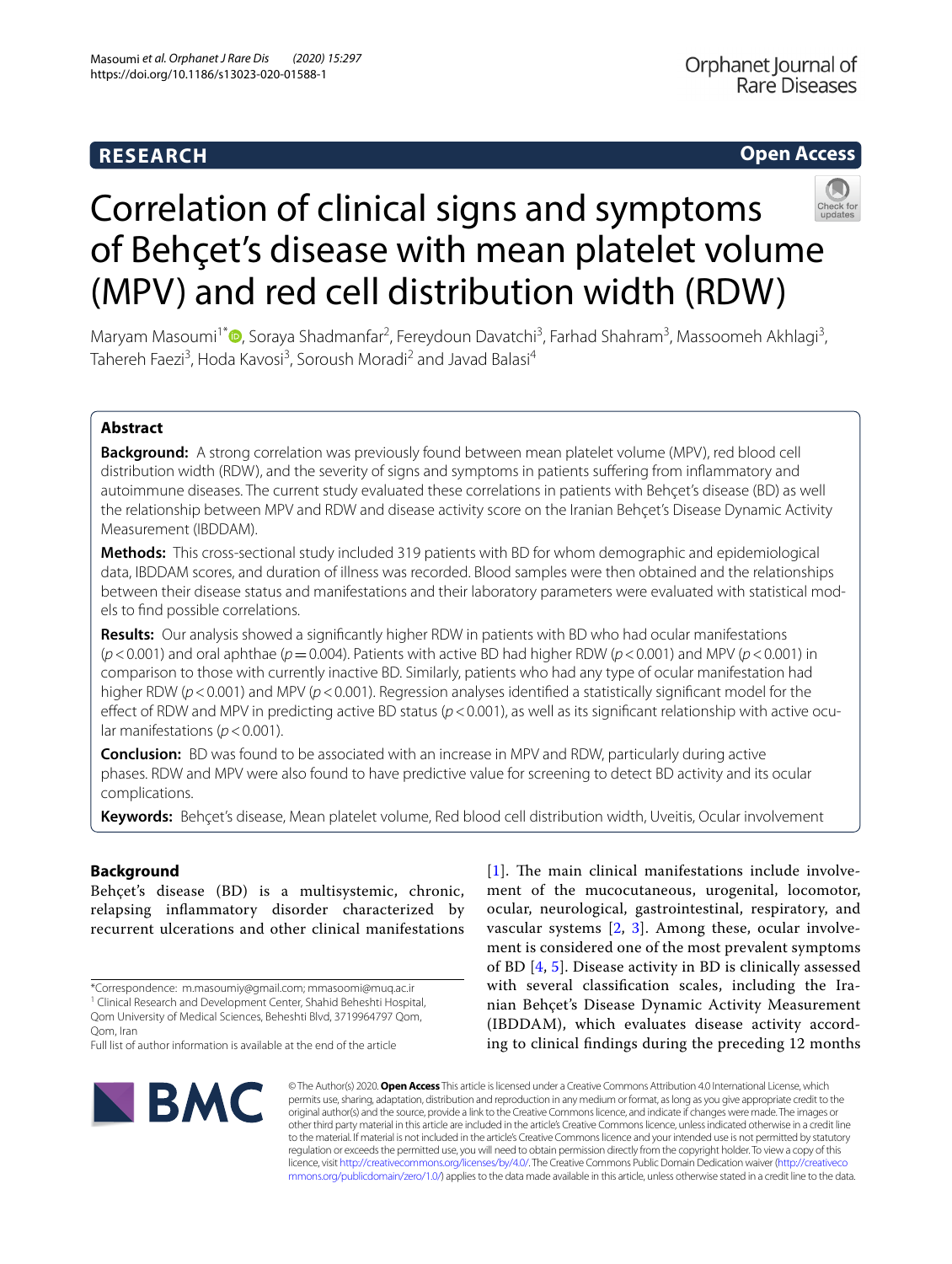RESEARCH

Open Access

# Correlation of clinical signs and symptoms of Behçet's disease with mean platelet volume (MPV) and red cell distribution width (RDW)

Maryam Masoumi[1*], Soraya Shadmanfar[2], Fereydoun Davatchi[3], Farhad Shahram[3], Massoomeh Akhlagi[3], Tahereh Faezi[3], Hoda Kavosi[3], Soroush Moradi[2] and Javad Balasi[4]

## Abstract

**Background:** A strong correlation was previously found between mean platelet volume (MPV), red blood cell distribution width (RDW), and the severity of signs and symptoms in patients suffering from inflammatory and autoimmune diseases. The current study evaluated these correlations in patients with Behçet's disease (BD) as well the relationship between MPV and RDW and disease activity score on the Iranian Behçet's Disease Dynamic Activity Measurement (IBDDAM).

**Methods:** This cross-sectional study included 319 patients with BD for whom demographic and epidemiological data, IBDDAM scores, and duration of illness was recorded. Blood samples were then obtained and the relationships between their disease status and manifestations and their laboratory parameters were evaluated with statistical models to find possible correlations.

**Results:** Our analysis showed a significantly higher RDW in patients with BD who had ocular manifestations ($p < 0.001$) and oral aphthae ($p = 0.004$). Patients with active BD had higher RDW ($p < 0.001$) and MPV ($p < 0.001$) in comparison to those with currently inactive BD. Similarly, patients who had any type of ocular manifestation had higher RDW ($p < 0.001$) and MPV ($p < 0.001$). Regression analyses identified a statistically significant model for the effect of RDW and MPV in predicting active BD status ($p < 0.001$), as well as its significant relationship with active ocular manifestations ($p < 0.001$).

**Conclusion:** BD was found to be associated with an increase in MPV and RDW, particularly during active phases. RDW and MPV were also found to have predictive value for screening to detect BD activity and its ocular complications.

**Keywords:** Behçet's disease, Mean platelet volume, Red blood cell distribution width, Uveitis, Ocular involvement

## Background

Behçet's disease (BD) is a multisystemic, chronic, relapsing inflammatory disorder characterized by recurrent ulcerations and other clinical manifestations [1]. The main clinical manifestations include involvement of the mucocutaneous, urogenital, locomotor, ocular, neurological, gastrointestinal, respiratory, and vascular systems [2, 3]. Among these, ocular involvement is considered one of the most prevalent symptoms of BD [4, 5]. Disease activity in BD is clinically assessed with several classification scales, including the Iranian Behçet's Disease Dynamic Activity Measurement (IBDDAM), which evaluates disease activity according to clinical findings during the preceding 12 months

*Correspondence: m.masoumiy@gmail.com; mmasoomi@muq.ac.ir
[1] Clinical Research and Development Center, Shahid Beheshti Hospital, Qom University of Medical Sciences, Beheshti Blvd, 3719964797 Qom, Qom, Iran
Full list of author information is available at the end of the article

© The Author(s) 2020. **Open Access** This article is licensed under a Creative Commons Attribution 4.0 International License, which permits use, sharing, adaptation, distribution and reproduction in any medium or format, as long as you give appropriate credit to the original author(s) and the source, provide a link to the Creative Commons licence, and indicate if changes were made. The images or other third party material in this article are included in the article's Creative Commons licence, unless indicated otherwise in a credit line to the material. If material is not included in the article's Creative Commons licence and your intended use is not permitted by statutory regulation or exceeds the permitted use, you will need to obtain permission directly from the copyright holder. To view a copy of this licence, visit http://creativecommons.org/licenses/by/4.0/. The Creative Commons Public Domain Dedication waiver (http://creativecommons.org/publicdomain/zero/1.0/) applies to the data made available in this article, unless otherwise stated in a credit line to the data.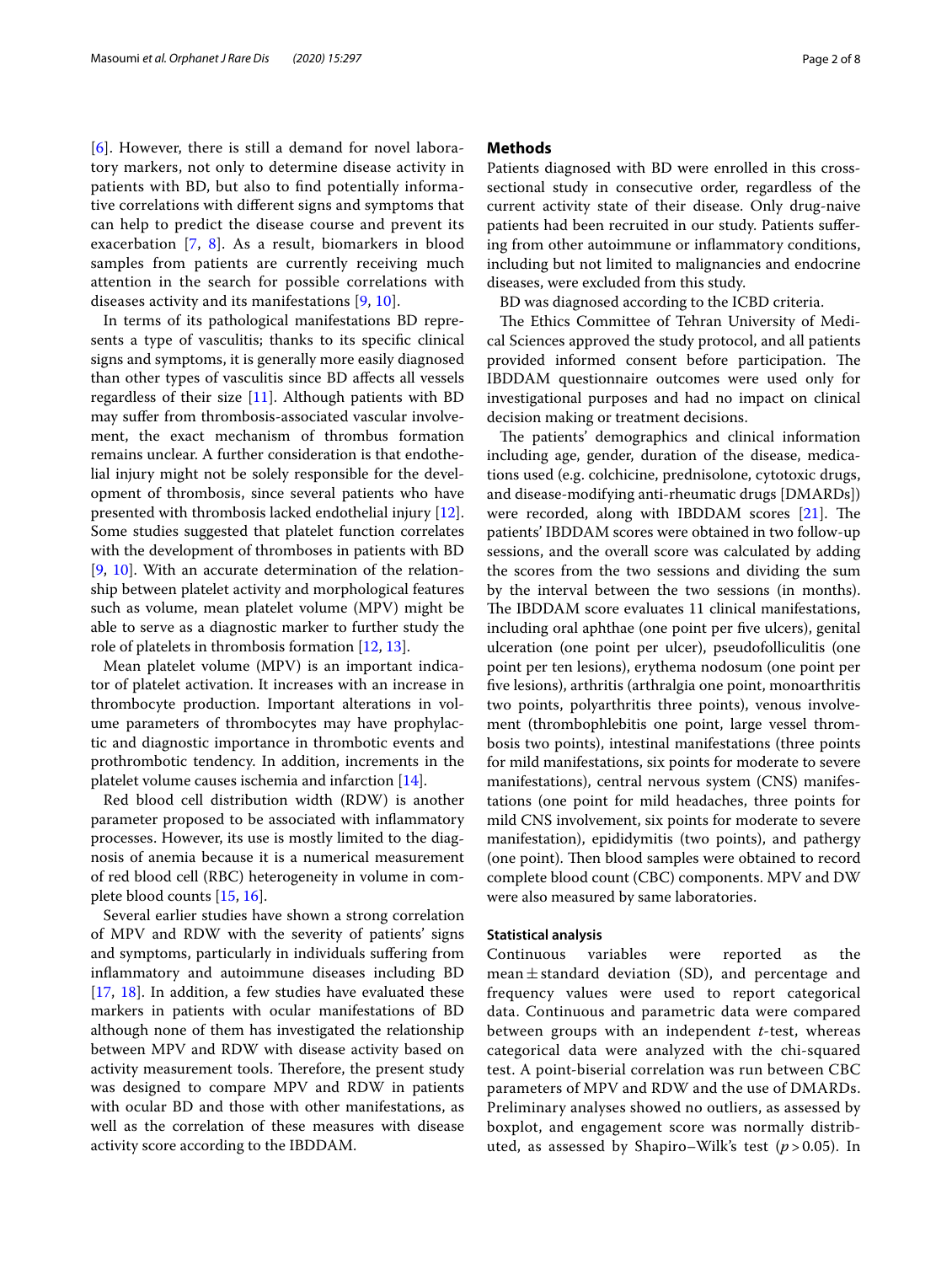[6]. However, there is still a demand for novel laboratory markers, not only to determine disease activity in patients with BD, but also to find potentially informative correlations with different signs and symptoms that can help to predict the disease course and prevent its exacerbation [7, 8]. As a result, biomarkers in blood samples from patients are currently receiving much attention in the search for possible correlations with diseases activity and its manifestations [9, 10].

In terms of its pathological manifestations BD represents a type of vasculitis; thanks to its specific clinical signs and symptoms, it is generally more easily diagnosed than other types of vasculitis since BD affects all vessels regardless of their size [11]. Although patients with BD may suffer from thrombosis-associated vascular involvement, the exact mechanism of thrombus formation remains unclear. A further consideration is that endothelial injury might not be solely responsible for the development of thrombosis, since several patients who have presented with thrombosis lacked endothelial injury [12]. Some studies suggested that platelet function correlates with the development of thromboses in patients with BD [9, 10]. With an accurate determination of the relationship between platelet activity and morphological features such as volume, mean platelet volume (MPV) might be able to serve as a diagnostic marker to further study the role of platelets in thrombosis formation [12, 13].

Mean platelet volume (MPV) is an important indicator of platelet activation. It increases with an increase in thrombocyte production. Important alterations in volume parameters of thrombocytes may have prophylactic and diagnostic importance in thrombotic events and prothrombotic tendency. In addition, increments in the platelet volume causes ischemia and infarction [14].

Red blood cell distribution width (RDW) is another parameter proposed to be associated with inflammatory processes. However, its use is mostly limited to the diagnosis of anemia because it is a numerical measurement of red blood cell (RBC) heterogeneity in volume in complete blood counts [15, 16].

Several earlier studies have shown a strong correlation of MPV and RDW with the severity of patients' signs and symptoms, particularly in individuals suffering from inflammatory and autoimmune diseases including BD [17, 18]. In addition, a few studies have evaluated these markers in patients with ocular manifestations of BD although none of them has investigated the relationship between MPV and RDW with disease activity based on activity measurement tools. Therefore, the present study was designed to compare MPV and RDW in patients with ocular BD and those with other manifestations, as well as the correlation of these measures with disease activity score according to the IBDDAM.

## Methods

Patients diagnosed with BD were enrolled in this cross-sectional study in consecutive order, regardless of the current activity state of their disease. Only drug-naive patients had been recruited in our study. Patients suffering from other autoimmune or inflammatory conditions, including but not limited to malignancies and endocrine diseases, were excluded from this study.

BD was diagnosed according to the ICBD criteria.

The Ethics Committee of Tehran University of Medical Sciences approved the study protocol, and all patients provided informed consent before participation. The IBDDAM questionnaire outcomes were used only for investigational purposes and had no impact on clinical decision making or treatment decisions.

The patients' demographics and clinical information including age, gender, duration of the disease, medications used (e.g. colchicine, prednisolone, cytotoxic drugs, and disease-modifying anti-rheumatic drugs [DMARDs]) were recorded, along with IBDDAM scores [21]. The patients' IBDDAM scores were obtained in two follow-up sessions, and the overall score was calculated by adding the scores from the two sessions and dividing the sum by the interval between the two sessions (in months). The IBDDAM score evaluates 11 clinical manifestations, including oral aphthae (one point per five ulcers), genital ulceration (one point per ulcer), pseudofolliculitis (one point per ten lesions), erythema nodosum (one point per five lesions), arthritis (arthralgia one point, monoarthritis two points, polyarthritis three points), venous involvement (thrombophlebitis one point, large vessel thrombosis two points), intestinal manifestations (three points for mild manifestations, six points for moderate to severe manifestations), central nervous system (CNS) manifestations (one point for mild headaches, three points for mild CNS involvement, six points for moderate to severe manifestation), epididymitis (two points), and pathergy (one point). Then blood samples were obtained to record complete blood count (CBC) components. MPV and DW were also measured by same laboratories.

### Statistical analysis

Continuous variables were reported as the mean ± standard deviation (SD), and percentage and frequency values were used to report categorical data. Continuous and parametric data were compared between groups with an independent *t*-test, whereas categorical data were analyzed with the chi-squared test. A point-biserial correlation was run between CBC parameters of MPV and RDW and the use of DMARDs. Preliminary analyses showed no outliers, as assessed by boxplot, and engagement score was normally distributed, as assessed by Shapiro–Wilk's test ($p > 0.05$). In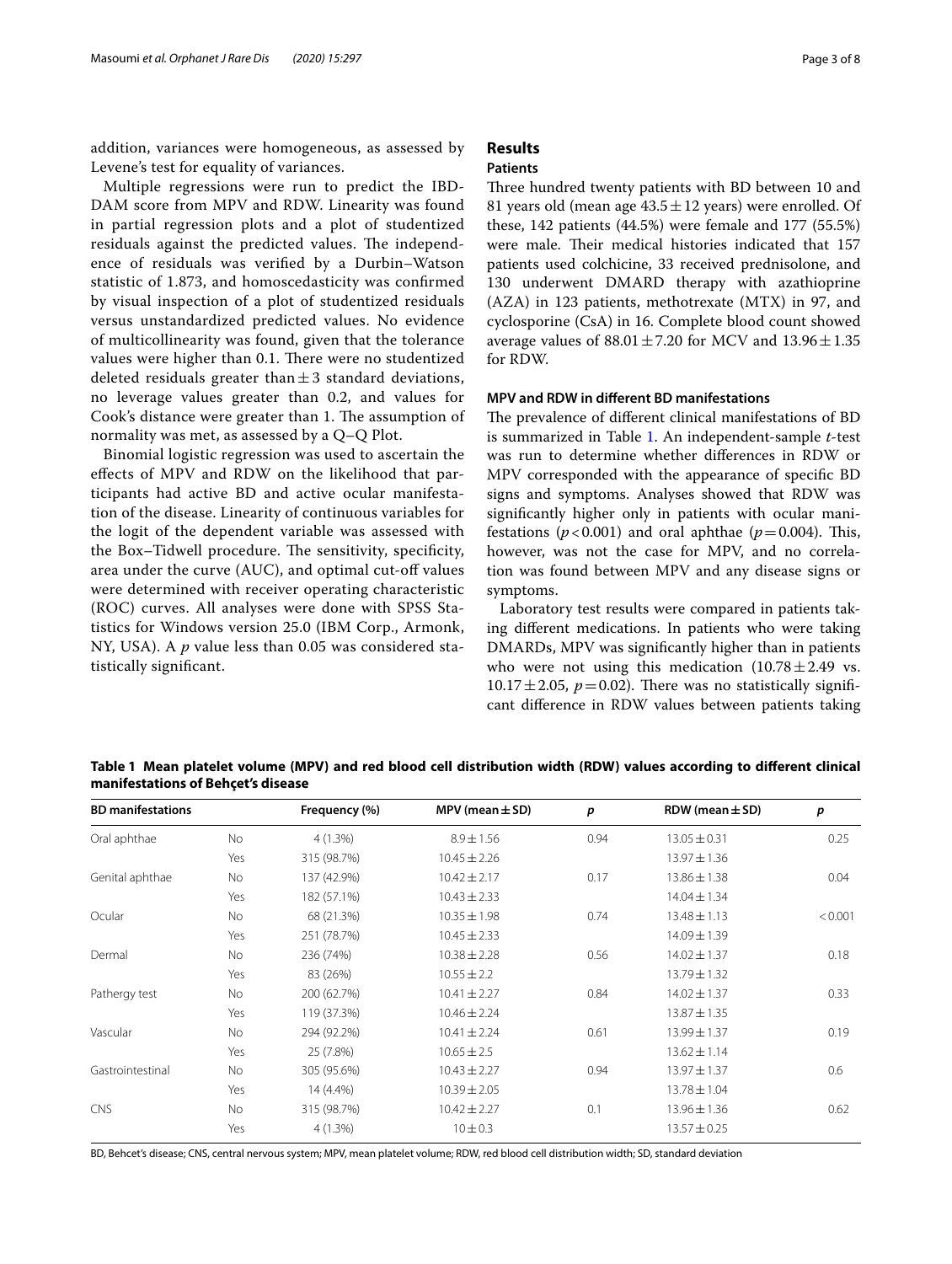addition, variances were homogeneous, as assessed by Levene's test for equality of variances.

Multiple regressions were run to predict the IBD-DAM score from MPV and RDW. Linearity was found in partial regression plots and a plot of studentized residuals against the predicted values. The independence of residuals was verified by a Durbin–Watson statistic of 1.873, and homoscedasticity was confirmed by visual inspection of a plot of studentized residuals versus unstandardized predicted values. No evidence of multicollinearity was found, given that the tolerance values were higher than 0.1. There were no studentized deleted residuals greater than ± 3 standard deviations, no leverage values greater than 0.2, and values for Cook's distance were greater than 1. The assumption of normality was met, as assessed by a Q–Q Plot.

Binomial logistic regression was used to ascertain the effects of MPV and RDW on the likelihood that participants had active BD and active ocular manifestation of the disease. Linearity of continuous variables for the logit of the dependent variable was assessed with the Box–Tidwell procedure. The sensitivity, specificity, area under the curve (AUC), and optimal cut-off values were determined with receiver operating characteristic (ROC) curves. All analyses were done with SPSS Statistics for Windows version 25.0 (IBM Corp., Armonk, NY, USA). A *p* value less than 0.05 was considered statistically significant.

## Results

### Patients

Three hundred twenty patients with BD between 10 and 81 years old (mean age 43.5 ± 12 years) were enrolled. Of these, 142 patients (44.5%) were female and 177 (55.5%) were male. Their medical histories indicated that 157 patients used colchicine, 33 received prednisolone, and 130 underwent DMARD therapy with azathioprine (AZA) in 123 patients, methotrexate (MTX) in 97, and cyclosporine (CsA) in 16. Complete blood count showed average values of 88.01 ± 7.20 for MCV and 13.96 ± 1.35 for RDW.

### MPV and RDW in different BD manifestations

The prevalence of different clinical manifestations of BD is summarized in Table 1. An independent-sample *t*-test was run to determine whether differences in RDW or MPV corresponded with the appearance of specific BD signs and symptoms. Analyses showed that RDW was significantly higher only in patients with ocular manifestations ($p < 0.001$) and oral aphthae ($p = 0.004$). This, however, was not the case for MPV, and no correlation was found between MPV and any disease signs or symptoms.

Laboratory test results were compared in patients taking different medications. In patients who were taking DMARDs, MPV was significantly higher than in patients who were not using this medication (10.78 ± 2.49 vs. 10.17 ± 2.05, $p = 0.02$). There was no statistically significant difference in RDW values between patients taking

**Table 1 Mean platelet volume (MPV) and red blood cell distribution width (RDW) values according to different clinical manifestations of Behçet's disease**

| BD manifestations | | Frequency (%) | MPV (mean ± SD) | *p* | RDW (mean ± SD) | *p* |
|---|---|---|---|---|---|---|
| Oral aphthae | No | 4 (1.3%) | 8.9 ± 1.56 | 0.94 | 13.05 ± 0.31 | 0.25 |
| | Yes | 315 (98.7%) | 10.45 ± 2.26 | | 13.97 ± 1.36 | |
| Genital aphthae | No | 137 (42.9%) | 10.42 ± 2.17 | 0.17 | 13.86 ± 1.38 | 0.04 |
| | Yes | 182 (57.1%) | 10.43 ± 2.33 | | 14.04 ± 1.34 | |
| Ocular | No | 68 (21.3%) | 10.35 ± 1.98 | 0.74 | 13.48 ± 1.13 | < 0.001 |
| | Yes | 251 (78.7%) | 10.45 ± 2.33 | | 14.09 ± 1.39 | |
| Dermal | No | 236 (74%) | 10.38 ± 2.28 | 0.56 | 14.02 ± 1.37 | 0.18 |
| | Yes | 83 (26%) | 10.55 ± 2.2 | | 13.79 ± 1.32 | |
| Pathergy test | No | 200 (62.7%) | 10.41 ± 2.27 | 0.84 | 14.02 ± 1.37 | 0.33 |
| | Yes | 119 (37.3%) | 10.46 ± 2.24 | | 13.87 ± 1.35 | |
| Vascular | No | 294 (92.2%) | 10.41 ± 2.24 | 0.61 | 13.99 ± 1.37 | 0.19 |
| | Yes | 25 (7.8%) | 10.65 ± 2.5 | | 13.62 ± 1.14 | |
| Gastrointestinal | No | 305 (95.6%) | 10.43 ± 2.27 | 0.94 | 13.97 ± 1.37 | 0.6 |
| | Yes | 14 (4.4%) | 10.39 ± 2.05 | | 13.78 ± 1.04 | |
| CNS | No | 315 (98.7%) | 10.42 ± 2.27 | 0.1 | 13.96 ± 1.36 | 0.62 |
| | Yes | 4 (1.3%) | 10 ± 0.3 | | 13.57 ± 0.25 | |

BD, Behcet's disease; CNS, central nervous system; MPV, mean platelet volume; RDW, red blood cell distribution width; SD, standard deviation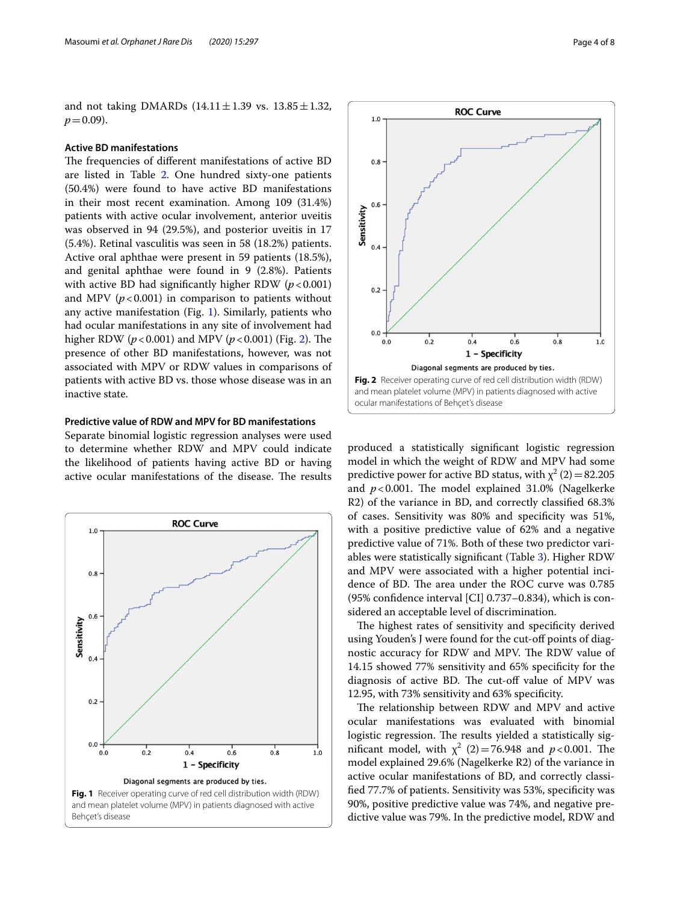and not taking DMARDs (14.11 ± 1.39 vs. 13.85 ± 1.32, $p = 0.09$).

### Active BD manifestations

The frequencies of different manifestations of active BD are listed in Table 2. One hundred sixty-one patients (50.4%) were found to have active BD manifestations in their most recent examination. Among 109 (31.4%) patients with active ocular involvement, anterior uveitis was observed in 94 (29.5%), and posterior uveitis in 17 (5.4%). Retinal vasculitis was seen in 58 (18.2%) patients. Active oral aphthae were present in 59 patients (18.5%), and genital aphthae were found in 9 (2.8%). Patients with active BD had significantly higher RDW ($p < 0.001$) and MPV ($p < 0.001$) in comparison to patients without any active manifestation (Fig. 1). Similarly, patients who had ocular manifestations in any site of involvement had higher RDW ($p < 0.001$) and MPV ($p < 0.001$) (Fig. 2). The presence of other BD manifestations, however, was not associated with MPV or RDW values in comparisons of patients with active BD vs. those whose disease was in an inactive state.

### Predictive value of RDW and MPV for BD manifestations

Separate binomial logistic regression analyses were used to determine whether RDW and MPV could indicate the likelihood of patients having active BD or having active ocular manifestations of the disease. The results produced a statistically significant logistic regression model in which the weight of RDW and MPV had some predictive power for active BD status, with $\chi^2$ (2) = 82.205 and $p < 0.001$. The model explained 31.0% (Nagelkerke R2) of the variance in BD, and correctly classified 68.3% of cases. Sensitivity was 80% and specificity was 51%, with a positive predictive value of 62% and a negative predictive value of 71%. Both of these two predictor variables were statistically significant (Table 3). Higher RDW and MPV were associated with a higher potential incidence of BD. The area under the ROC curve was 0.785 (95% confidence interval [CI] 0.737–0.834), which is considered an acceptable level of discrimination.

The highest rates of sensitivity and specificity derived using Youden's J were found for the cut-off points of diagnostic accuracy for RDW and MPV. The RDW value of 14.15 showed 77% sensitivity and 65% specificity for the diagnosis of active BD. The cut-off value of MPV was 12.95, with 73% sensitivity and 63% specificity.

The relationship between RDW and MPV and active ocular manifestations was evaluated with binomial logistic regression. The results yielded a statistically significant model, with $\chi^2$ (2) = 76.948 and $p < 0.001$. The model explained 29.6% (Nagelkerke R2) of the variance in active ocular manifestations of BD, and correctly classified 77.7% of patients. Sensitivity was 53%, specificity was 90%, positive predictive value was 74%, and negative predictive value was 79%. In the predictive model, RDW and

**Fig. 1** Receiver operating curve of red cell distribution width (RDW) and mean platelet volume (MPV) in patients diagnosed with active Behçet's disease

**Fig. 2** Receiver operating curve of red cell distribution width (RDW) and mean platelet volume (MPV) in patients diagnosed with active ocular manifestations of Behçet's disease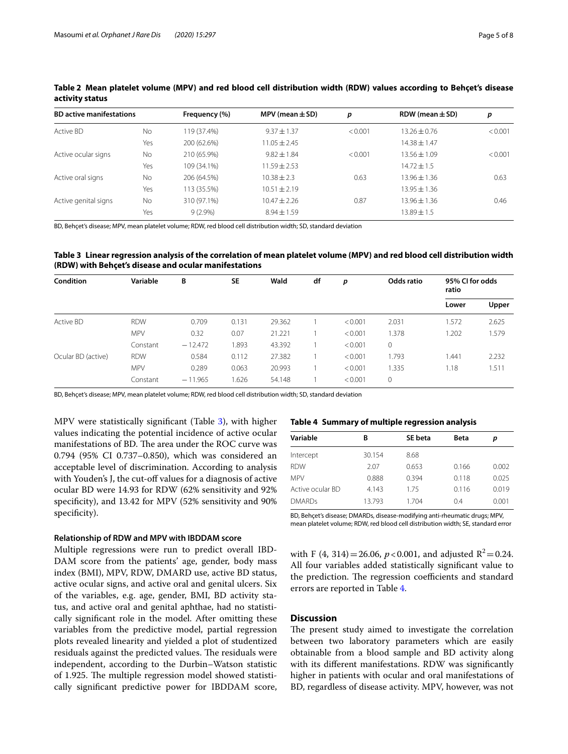**Table 2 Mean platelet volume (MPV) and red blood cell distribution width (RDW) values according to Behçet's disease activity status**

| BD active manifestations | | Frequency (%) | MPV (mean ± SD) | *p* | RDW (mean ± SD) | *p* |
|---|---|---|---|---|---|---|
| Active BD | No | 119 (37.4%) | 9.37 ± 1.37 | < 0.001 | 13.26 ± 0.76 | < 0.001 |
| | Yes | 200 (62.6%) | 11.05 ± 2.45 | | 14.38 ± 1.47 | |
| Active ocular signs | No | 210 (65.9%) | 9.82 ± 1.84 | < 0.001 | 13.56 ± 1.09 | < 0.001 |
| | Yes | 109 (34.1%) | 11.59 ± 2.53 | | 14.72 ± 1.5 | |
| Active oral signs | No | 206 (64.5%) | 10.38 ± 2.3 | 0.63 | 13.96 ± 1.36 | 0.63 |
| | Yes | 113 (35.5%) | 10.51 ± 2.19 | | 13.95 ± 1.36 | |
| Active genital signs | No | 310 (97.1%) | 10.47 ± 2.26 | 0.87 | 13.96 ± 1.36 | 0.46 |
| | Yes | 9 (2.9%) | 8.94 ± 1.59 | | 13.89 ± 1.5 | |

BD, Behçet's disease; MPV, mean platelet volume; RDW, red blood cell distribution width; SD, standard deviation

**Table 3 Linear regression analysis of the correlation of mean platelet volume (MPV) and red blood cell distribution width (RDW) with Behçet's disease and ocular manifestations**

| Condition | Variable | B | SE | Wald | df | *p* | Odds ratio | 95% CI for odds ratio | |
|---|---|---|---|---|---|---|---|---|---|
| | | | | | | | | Lower | Upper |
| Active BD | RDW | 0.709 | 0.131 | 29.362 | 1 | < 0.001 | 2.031 | 1.572 | 2.625 |
| | MPV | 0.32 | 0.07 | 21.221 | 1 | < 0.001 | 1.378 | 1.202 | 1.579 |
| | Constant | −12.472 | 1.893 | 43.392 | 1 | < 0.001 | 0 | | |
| Ocular BD (active) | RDW | 0.584 | 0.112 | 27.382 | 1 | < 0.001 | 1.793 | 1.441 | 2.232 |
| | MPV | 0.289 | 0.063 | 20.993 | 1 | < 0.001 | 1.335 | 1.18 | 1.511 |
| | Constant | −11.965 | 1.626 | 54.148 | 1 | < 0.001 | 0 | | |

BD, Behçet's disease; MPV, mean platelet volume; RDW, red blood cell distribution width; SD, standard deviation

MPV were statistically significant (Table 3), with higher values indicating the potential incidence of active ocular manifestations of BD. The area under the ROC curve was 0.794 (95% CI 0.737–0.850), which was considered an acceptable level of discrimination. According to analysis with Youden's J, the cut-off values for a diagnosis of active ocular BD were 14.93 for RDW (62% sensitivity and 92% specificity), and 13.42 for MPV (52% sensitivity and 90% specificity).

#### Relationship of RDW and MPV with IBDDAM score

Multiple regressions were run to predict overall IBDDAM score from the patients' age, gender, body mass index (BMI), MPV, RDW, DMARD use, active BD status, active ocular signs, and active oral and genital ulcers. Six of the variables, e.g. age, gender, BMI, BD activity status, and active oral and genital aphthae, had no statistically significant role in the model. After omitting these variables from the predictive model, partial regression plots revealed linearity and yielded a plot of studentized residuals against the predicted values. The residuals were independent, according to the Durbin–Watson statistic of 1.925. The multiple regression model showed statistically significant predictive power for IBDDAM score, with $F(4, 314) = 26.06$, $p < 0.001$, and adjusted $R^2 = 0.24$. All four variables added statistically significant value to the prediction. The regression coefficients and standard errors are reported in Table 4.

**Table 4 Summary of multiple regression analysis**

| Variable | B | SE beta | Beta | *p* |
|---|---|---|---|---|
| Intercept | 30.154 | 8.68 | | |
| RDW | 2.07 | 0.653 | 0.166 | 0.002 |
| MPV | 0.888 | 0.394 | 0.118 | 0.025 |
| Active ocular BD | 4.143 | 1.75 | 0.116 | 0.019 |
| DMARDs | 13.793 | 1.704 | 0.4 | 0.001 |

BD, Behçet's disease; DMARDs, disease-modifying anti-rheumatic drugs; MPV, mean platelet volume; RDW, red blood cell distribution width; SE, standard error

## Discussion

The present study aimed to investigate the correlation between two laboratory parameters which are easily obtainable from a blood sample and BD activity along with its different manifestations. RDW was significantly higher in patients with ocular and oral manifestations of BD, regardless of disease activity. MPV, however, was not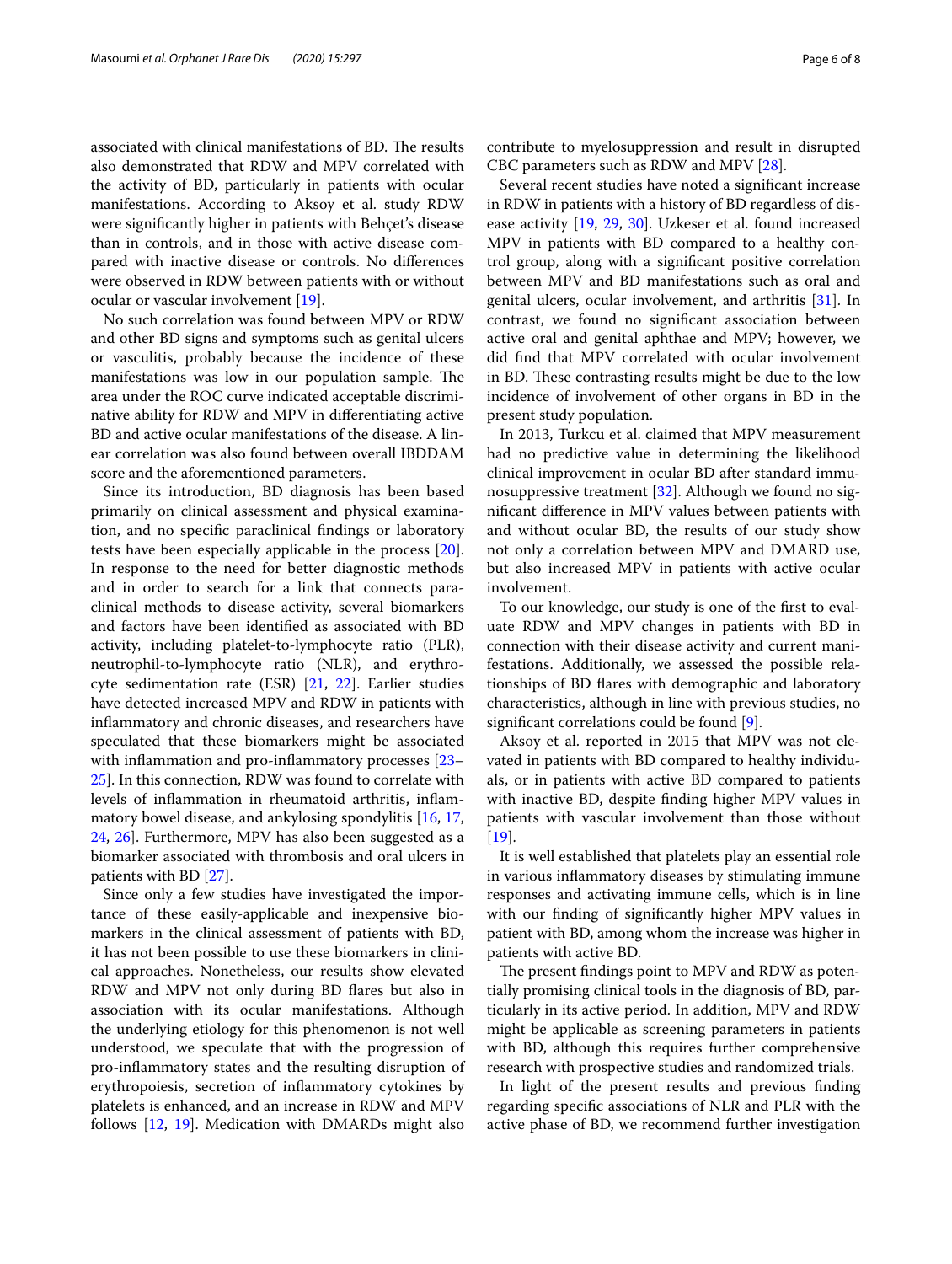associated with clinical manifestations of BD. The results also demonstrated that RDW and MPV correlated with the activity of BD, particularly in patients with ocular manifestations. According to Aksoy et al. study RDW were significantly higher in patients with Behçet's disease than in controls, and in those with active disease compared with inactive disease or controls. No differences were observed in RDW between patients with or without ocular or vascular involvement [19].

No such correlation was found between MPV or RDW and other BD signs and symptoms such as genital ulcers or vasculitis, probably because the incidence of these manifestations was low in our population sample. The area under the ROC curve indicated acceptable discriminative ability for RDW and MPV in differentiating active BD and active ocular manifestations of the disease. A linear correlation was also found between overall IBDDAM score and the aforementioned parameters.

Since its introduction, BD diagnosis has been based primarily on clinical assessment and physical examination, and no specific paraclinical findings or laboratory tests have been especially applicable in the process [20]. In response to the need for better diagnostic methods and in order to search for a link that connects paraclinical methods to disease activity, several biomarkers and factors have been identified as associated with BD activity, including platelet-to-lymphocyte ratio (PLR), neutrophil-to-lymphocyte ratio (NLR), and erythrocyte sedimentation rate (ESR) [21, 22]. Earlier studies have detected increased MPV and RDW in patients with inflammatory and chronic diseases, and researchers have speculated that these biomarkers might be associated with inflammation and pro-inflammatory processes [23–25]. In this connection, RDW was found to correlate with levels of inflammation in rheumatoid arthritis, inflammatory bowel disease, and ankylosing spondylitis [16, 17, 24, 26]. Furthermore, MPV has also been suggested as a biomarker associated with thrombosis and oral ulcers in patients with BD [27].

Since only a few studies have investigated the importance of these easily-applicable and inexpensive biomarkers in the clinical assessment of patients with BD, it has not been possible to use these biomarkers in clinical approaches. Nonetheless, our results show elevated RDW and MPV not only during BD flares but also in association with its ocular manifestations. Although the underlying etiology for this phenomenon is not well understood, we speculate that with the progression of pro-inflammatory states and the resulting disruption of erythropoiesis, secretion of inflammatory cytokines by platelets is enhanced, and an increase in RDW and MPV follows [12, 19]. Medication with DMARDs might also contribute to myelosuppression and result in disrupted CBC parameters such as RDW and MPV [28].

Several recent studies have noted a significant increase in RDW in patients with a history of BD regardless of disease activity [19, 29, 30]. Uzkeser et al. found increased MPV in patients with BD compared to a healthy control group, along with a significant positive correlation between MPV and BD manifestations such as oral and genital ulcers, ocular involvement, and arthritis [31]. In contrast, we found no significant association between active oral and genital aphthae and MPV; however, we did find that MPV correlated with ocular involvement in BD. These contrasting results might be due to the low incidence of involvement of other organs in BD in the present study population.

In 2013, Turkcu et al. claimed that MPV measurement had no predictive value in determining the likelihood clinical improvement in ocular BD after standard immunosuppressive treatment [32]. Although we found no significant difference in MPV values between patients with and without ocular BD, the results of our study show not only a correlation between MPV and DMARD use, but also increased MPV in patients with active ocular involvement.

To our knowledge, our study is one of the first to evaluate RDW and MPV changes in patients with BD in connection with their disease activity and current manifestations. Additionally, we assessed the possible relationships of BD flares with demographic and laboratory characteristics, although in line with previous studies, no significant correlations could be found [9].

Aksoy et al. reported in 2015 that MPV was not elevated in patients with BD compared to healthy individuals, or in patients with active BD compared to patients with inactive BD, despite finding higher MPV values in patients with vascular involvement than those without [19].

It is well established that platelets play an essential role in various inflammatory diseases by stimulating immune responses and activating immune cells, which is in line with our finding of significantly higher MPV values in patient with BD, among whom the increase was higher in patients with active BD.

The present findings point to MPV and RDW as potentially promising clinical tools in the diagnosis of BD, particularly in its active period. In addition, MPV and RDW might be applicable as screening parameters in patients with BD, although this requires further comprehensive research with prospective studies and randomized trials.

In light of the present results and previous finding regarding specific associations of NLR and PLR with the active phase of BD, we recommend further investigation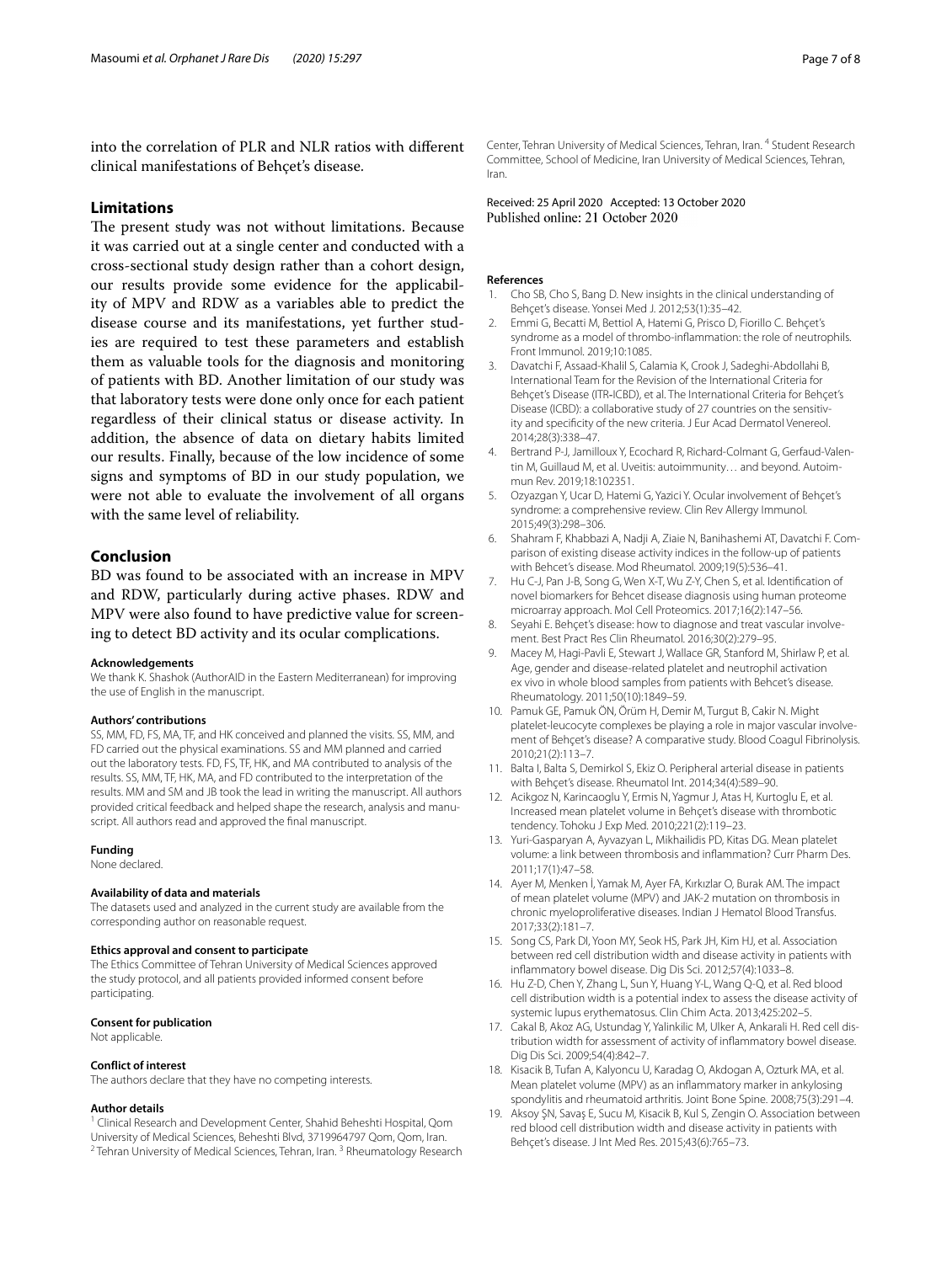into the correlation of PLR and NLR ratios with different clinical manifestations of Behçet's disease.

## Limitations

The present study was not without limitations. Because it was carried out at a single center and conducted with a cross-sectional study design rather than a cohort design, our results provide some evidence for the applicability of MPV and RDW as a variables able to predict the disease course and its manifestations, yet further studies are required to test these parameters and establish them as valuable tools for the diagnosis and monitoring of patients with BD. Another limitation of our study was that laboratory tests were done only once for each patient regardless of their clinical status or disease activity. In addition, the absence of data on dietary habits limited our results. Finally, because of the low incidence of some signs and symptoms of BD in our study population, we were not able to evaluate the involvement of all organs with the same level of reliability.

## Conclusion

BD was found to be associated with an increase in MPV and RDW, particularly during active phases. RDW and MPV were also found to have predictive value for screening to detect BD activity and its ocular complications.

#### Acknowledgements

We thank K. Shashok (AuthorAID in the Eastern Mediterranean) for improving the use of English in the manuscript.

#### Authors' contributions

SS, MM, FD, FS, MA, TF, and HK conceived and planned the visits. SS, MM, and FD carried out the physical examinations. SS and MM planned and carried out the laboratory tests. FD, FS, TF, HK, and MA contributed to analysis of the results. SS, MM, TF, HK, MA, and FD contributed to the interpretation of the results. MM and SM and JB took the lead in writing the manuscript. All authors provided critical feedback and helped shape the research, analysis and manuscript. All authors read and approved the final manuscript.

#### Funding

None declared.

#### Availability of data and materials

The datasets used and analyzed in the current study are available from the corresponding author on reasonable request.

#### Ethics approval and consent to participate

The Ethics Committee of Tehran University of Medical Sciences approved the study protocol, and all patients provided informed consent before participating.

#### Consent for publication

Not applicable.

#### Conflict of interest

The authors declare that they have no competing interests.

#### Author details

[1] Clinical Research and Development Center, Shahid Beheshti Hospital, Qom University of Medical Sciences, Beheshti Blvd, 3719964797 Qom, Qom, Iran. [2] Tehran University of Medical Sciences, Tehran, Iran. [3] Rheumatology Research Center, Tehran University of Medical Sciences, Tehran, Iran. [4] Student Research Committee, School of Medicine, Iran University of Medical Sciences, Tehran, Iran.

Received: 25 April 2020 Accepted: 13 October 2020
Published online: 21 October 2020

#### References

1. Cho SB, Cho S, Bang D. New insights in the clinical understanding of Behçet's disease. Yonsei Med J. 2012;53(1):35–42.
2. Emmi G, Becatti M, Bettiol A, Hatemi G, Prisco D, Fiorillo C. Behçet's syndrome as a model of thrombo-inflammation: the role of neutrophils. Front Immunol. 2019;10:1085.
3. Davatchi F, Assaad-Khalil S, Calamia K, Crook J, Sadeghi-Abdollahi B, International Team for the Revision of the International Criteria for Behçet's Disease (ITR-ICBD), et al. The International Criteria for Behçet's Disease (ICBD): a collaborative study of 27 countries on the sensitivity and specificity of the new criteria. J Eur Acad Dermatol Venereol. 2014;28(3):338–47.
4. Bertrand P-J, Jamilloux Y, Ecochard R, Richard-Colmant G, Gerfaud-Valentin M, Guillaud M, et al. Uveitis: autoimmunity… and beyond. Autoimmun Rev. 2019;18:102351.
5. Ozyazgan Y, Ucar D, Hatemi G, Yazici Y. Ocular involvement of Behçet's syndrome: a comprehensive review. Clin Rev Allergy Immunol. 2015;49(3):298–306.
6. Shahram F, Khabbazi A, Nadji A, Ziaie N, Banihashemi AT, Davatchi F. Comparison of existing disease activity indices in the follow-up of patients with Behcet's disease. Mod Rheumatol. 2009;19(5):536–41.
7. Hu C-J, Pan J-B, Song G, Wen X-T, Wu Z-Y, Chen S, et al. Identification of novel biomarkers for Behcet disease diagnosis using human proteome microarray approach. Mol Cell Proteomics. 2017;16(2):147–56.
8. Seyahi E. Behçet's disease: how to diagnose and treat vascular involvement. Best Pract Res Clin Rheumatol. 2016;30(2):279–95.
9. Macey M, Hagi-Pavli E, Stewart J, Wallace GR, Stanford M, Shirlaw P, et al. Age, gender and disease-related platelet and neutrophil activation ex vivo in whole blood samples from patients with Behcet's disease. Rheumatology. 2011;50(10):1849–59.
10. Pamuk GE, Pamuk ÖN, Örüm H, Demir M, Turgut B, Cakir N. Might platelet-leucocyte complexes be playing a role in major vascular involvement of Behçet's disease? A comparative study. Blood Coagul Fibrinolysis. 2010;21(2):113–7.
11. Balta I, Balta S, Demirkol S, Ekiz O. Peripheral arterial disease in patients with Behçet's disease. Rheumatol Int. 2014;34(4):589–90.
12. Acikgoz N, Karincaoglu Y, Ermis N, Yagmur J, Atas H, Kurtoglu E, et al. Increased mean platelet volume in Behçet's disease with thrombotic tendency. Tohoku J Exp Med. 2010;221(2):119–23.
13. Yuri-Gasparyan A, Ayvazyan L, Mikhailidis PD, Kitas DG. Mean platelet volume: a link between thrombosis and inflammation? Curr Pharm Des. 2011;17(1):47–58.
14. Ayer M, Menken İ, Yamak M, Ayer FA, Kırkızlar O, Burak AM. The impact of mean platelet volume (MPV) and JAK-2 mutation on thrombosis in chronic myeloproliferative diseases. Indian J Hematol Blood Transfus. 2017;33(2):181–7.
15. Song CS, Park DI, Yoon MY, Seok HS, Park JH, Kim HJ, et al. Association between red cell distribution width and disease activity in patients with inflammatory bowel disease. Dig Dis Sci. 2012;57(4):1033–8.
16. Hu Z-D, Chen Y, Zhang L, Sun Y, Huang Y-L, Wang Q-Q, et al. Red blood cell distribution width is a potential index to assess the disease activity of systemic lupus erythematosus. Clin Chim Acta. 2013;425:202–5.
17. Cakal B, Akoz AG, Ustundag Y, Yalinkilic M, Ulker A, Ankarali H. Red cell distribution width for assessment of activity of inflammatory bowel disease. Dig Dis Sci. 2009;54(4):842–7.
18. Kisacik B, Tufan A, Kalyoncu U, Karadag O, Akdogan A, Ozturk MA, et al. Mean platelet volume (MPV) as an inflammatory marker in ankylosing spondylitis and rheumatoid arthritis. Joint Bone Spine. 2008;75(3):291–4.
19. Aksoy ŞN, Savaş E, Sucu M, Kisacik B, Kul S, Zengin O. Association between red blood cell distribution width and disease activity in patients with Behçet's disease. J Int Med Res. 2015;43(6):765–73.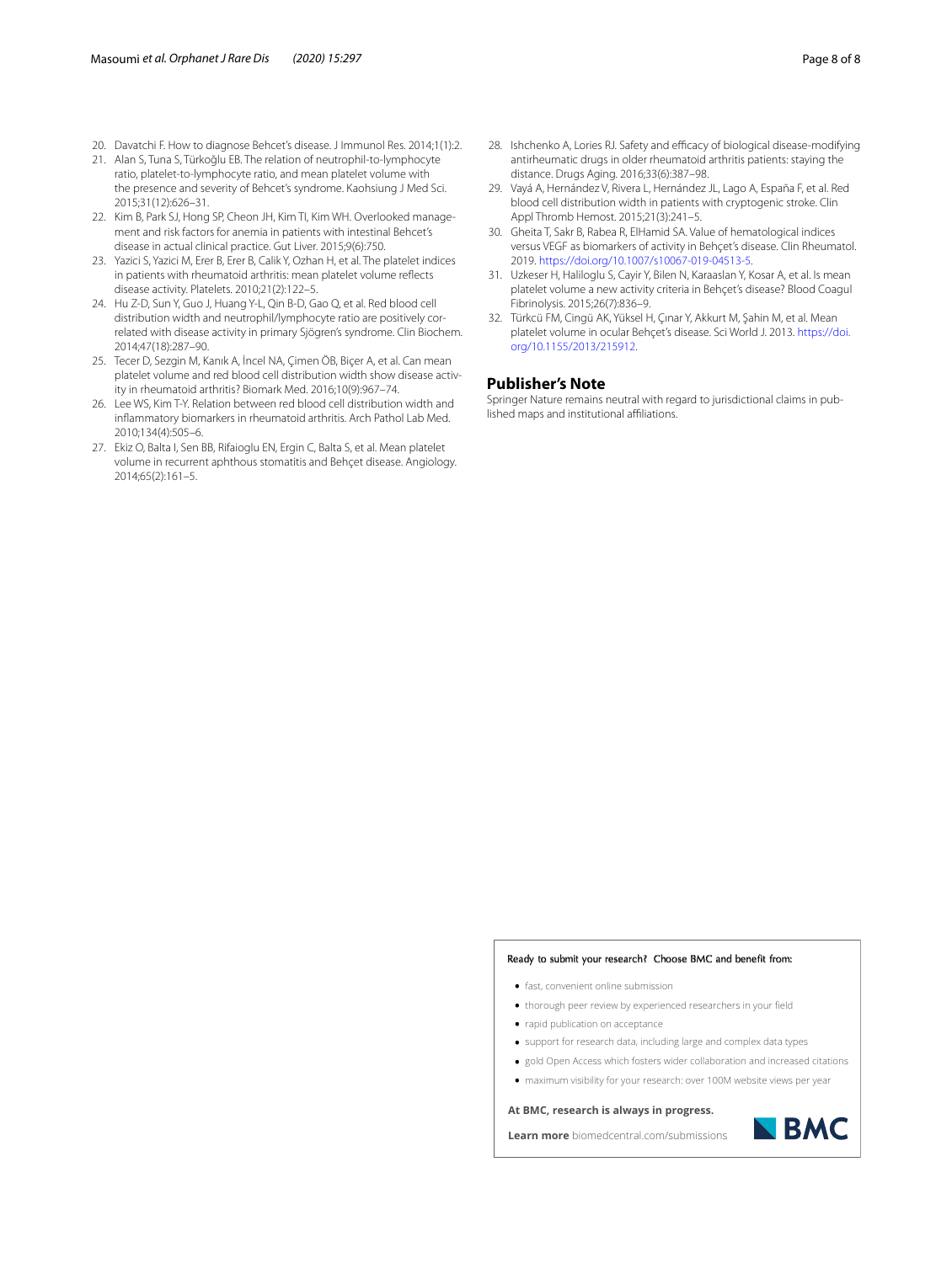20. Davatchi F. How to diagnose Behcet's disease. J Immunol Res. 2014;1(1):2.
21. Alan S, Tuna S, Türkoğlu EB. The relation of neutrophil-to-lymphocyte ratio, platelet-to-lymphocyte ratio, and mean platelet volume with the presence and severity of Behcet's syndrome. Kaohsiung J Med Sci. 2015;31(12):626–31.
22. Kim B, Park SJ, Hong SP, Cheon JH, Kim TI, Kim WH. Overlooked management and risk factors for anemia in patients with intestinal Behcet's disease in actual clinical practice. Gut Liver. 2015;9(6):750.
23. Yazici S, Yazici M, Erer B, Erer B, Calik Y, Ozhan H, et al. The platelet indices in patients with rheumatoid arthritis: mean platelet volume reflects disease activity. Platelets. 2010;21(2):122–5.
24. Hu Z-D, Sun Y, Guo J, Huang Y-L, Qin B-D, Gao Q, et al. Red blood cell distribution width and neutrophil/lymphocyte ratio are positively correlated with disease activity in primary Sjögren's syndrome. Clin Biochem. 2014;47(18):287–90.
25. Tecer D, Sezgin M, Kanık A, İncel NA, Çimen ÖB, Biçer A, et al. Can mean platelet volume and red blood cell distribution width show disease activity in rheumatoid arthritis? Biomark Med. 2016;10(9):967–74.
26. Lee WS, Kim T-Y. Relation between red blood cell distribution width and inflammatory biomarkers in rheumatoid arthritis. Arch Pathol Lab Med. 2010;134(4):505–6.
27. Ekiz O, Balta I, Sen BB, Rifaioglu EN, Ergin C, Balta S, et al. Mean platelet volume in recurrent aphthous stomatitis and Behçet disease. Angiology. 2014;65(2):161–5.
28. Ishchenko A, Lories RJ. Safety and efficacy of biological disease-modifying antirheumatic drugs in older rheumatoid arthritis patients: staying the distance. Drugs Aging. 2016;33(6):387–98.
29. Vayá A, Hernández V, Rivera L, Hernández JL, Lago A, España F, et al. Red blood cell distribution width in patients with cryptogenic stroke. Clin Appl Thromb Hemost. 2015;21(3):241–5.
30. Gheita T, Sakr B, Rabea R, ElHamid SA. Value of hematological indices versus VEGF as biomarkers of activity in Behçet's disease. Clin Rheumatol. 2019. https://doi.org/10.1007/s10067-019-04513-5.
31. Uzkeser H, Haliloglu S, Cayir Y, Bilen N, Karaaslan Y, Kosar A, et al. Is mean platelet volume a new activity criteria in Behçet's disease? Blood Coagul Fibrinolysis. 2015;26(7):836–9.
32. Türkcü FM, Cingü AK, Yüksel H, Çınar Y, Akkurt M, Şahin M, et al. Mean platelet volume in ocular Behçet's disease. Sci World J. 2013. https://doi.org/10.1155/2013/215912.

## Publisher's Note

Springer Nature remains neutral with regard to jurisdictional claims in published maps and institutional affiliations.

Ready to submit your research? Choose BMC and benefit from:

- fast, convenient online submission
- thorough peer review by experienced researchers in your field
- rapid publication on acceptance
- support for research data, including large and complex data types
- gold Open Access which fosters wider collaboration and increased citations
- maximum visibility for your research: over 100M website views per year

**At BMC, research is always in progress.**

**Learn more** biomedcentral.com/submissions

BMC